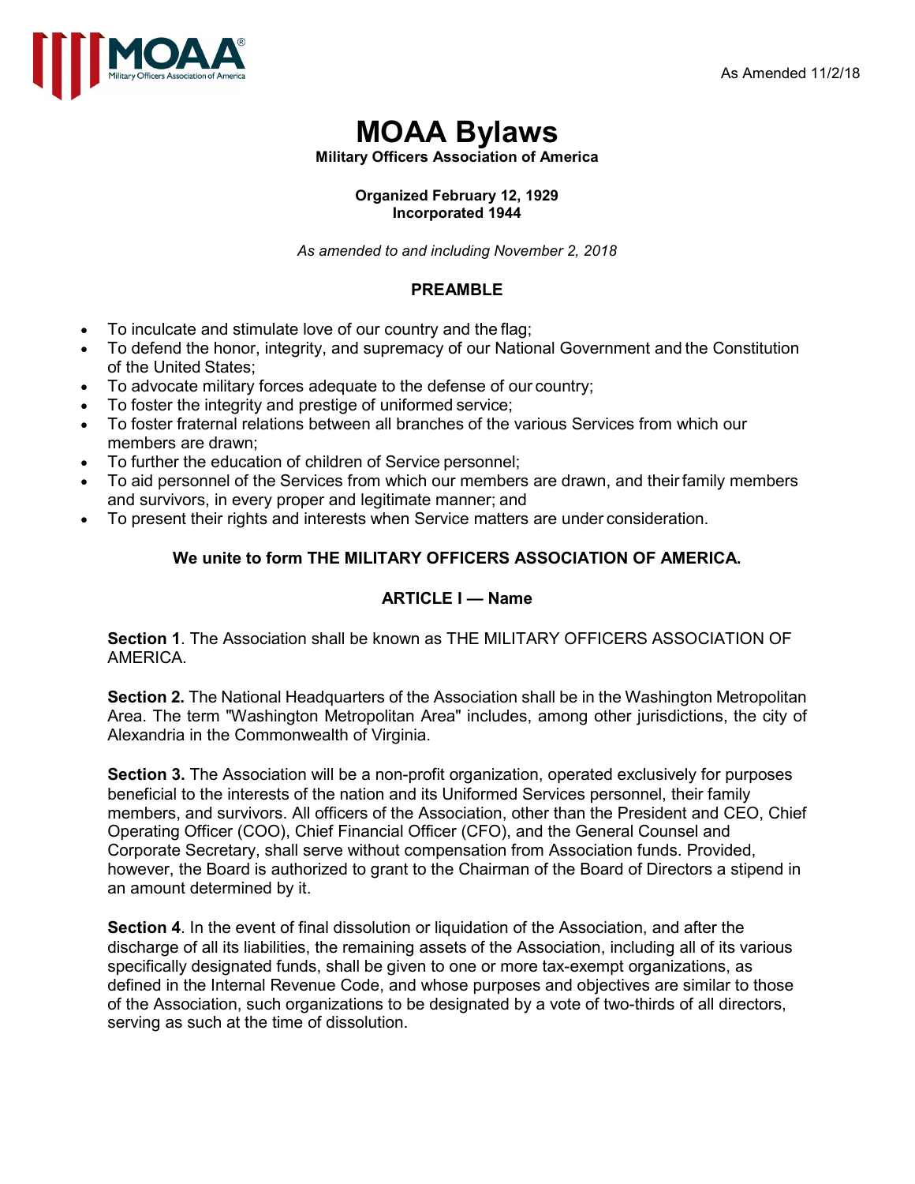As Amended 11/2/18

# MOAA Bylaws

**Military Officers Association of America**

**Organized February 12, 1929**
**Incorporated 1944**

*As amended to and including November 2, 2018*

## PREAMBLE

- To inculcate and stimulate love of our country and the flag;
- To defend the honor, integrity, and supremacy of our National Government and the Constitution of the United States;
- To advocate military forces adequate to the defense of our country;
- To foster the integrity and prestige of uniformed service;
- To foster fraternal relations between all branches of the various Services from which our members are drawn;
- To further the education of children of Service personnel;
- To aid personnel of the Services from which our members are drawn, and their family members and survivors, in every proper and legitimate manner; and
- To present their rights and interests when Service matters are under consideration.

**We unite to form THE MILITARY OFFICERS ASSOCIATION OF AMERICA.**

## ARTICLE I — Name

**Section 1**. The Association shall be known as THE MILITARY OFFICERS ASSOCIATION OF AMERICA.

**Section 2.** The National Headquarters of the Association shall be in the Washington Metropolitan Area. The term "Washington Metropolitan Area" includes, among other jurisdictions, the city of Alexandria in the Commonwealth of Virginia.

**Section 3.** The Association will be a non-profit organization, operated exclusively for purposes beneficial to the interests of the nation and its Uniformed Services personnel, their family members, and survivors. All officers of the Association, other than the President and CEO, Chief Operating Officer (COO), Chief Financial Officer (CFO), and the General Counsel and Corporate Secretary, shall serve without compensation from Association funds. Provided, however, the Board is authorized to grant to the Chairman of the Board of Directors a stipend in an amount determined by it.

**Section 4**. In the event of final dissolution or liquidation of the Association, and after the discharge of all its liabilities, the remaining assets of the Association, including all of its various specifically designated funds, shall be given to one or more tax-exempt organizations, as defined in the Internal Revenue Code, and whose purposes and objectives are similar to those of the Association, such organizations to be designated by a vote of two-thirds of all directors, serving as such at the time of dissolution.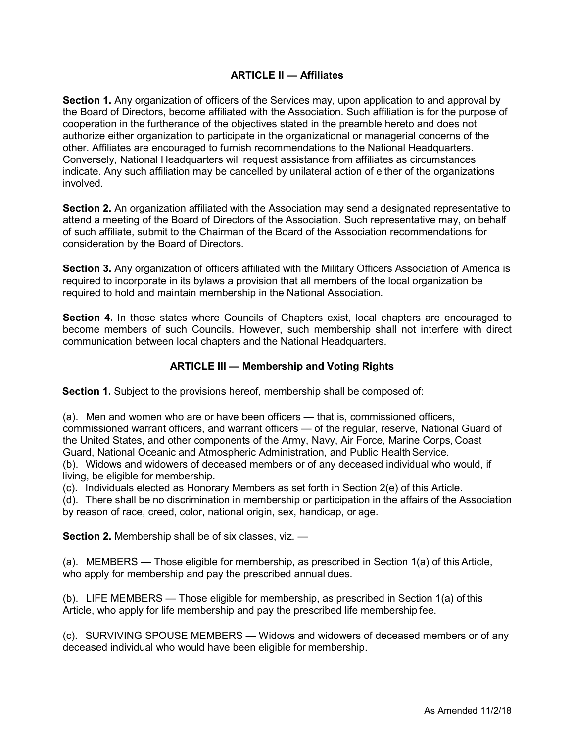## ARTICLE II — Affiliates

**Section 1.** Any organization of officers of the Services may, upon application to and approval by the Board of Directors, become affiliated with the Association. Such affiliation is for the purpose of cooperation in the furtherance of the objectives stated in the preamble hereto and does not authorize either organization to participate in the organizational or managerial concerns of the other. Affiliates are encouraged to furnish recommendations to the National Headquarters. Conversely, National Headquarters will request assistance from affiliates as circumstances indicate. Any such affiliation may be cancelled by unilateral action of either of the organizations involved.

**Section 2.** An organization affiliated with the Association may send a designated representative to attend a meeting of the Board of Directors of the Association. Such representative may, on behalf of such affiliate, submit to the Chairman of the Board of the Association recommendations for consideration by the Board of Directors.

**Section 3.** Any organization of officers affiliated with the Military Officers Association of America is required to incorporate in its bylaws a provision that all members of the local organization be required to hold and maintain membership in the National Association.

**Section 4.** In those states where Councils of Chapters exist, local chapters are encouraged to become members of such Councils. However, such membership shall not interfere with direct communication between local chapters and the National Headquarters.

## ARTICLE III — Membership and Voting Rights

**Section 1.** Subject to the provisions hereof, membership shall be composed of:

(a). Men and women who are or have been officers — that is, commissioned officers, commissioned warrant officers, and warrant officers — of the regular, reserve, National Guard of the United States, and other components of the Army, Navy, Air Force, Marine Corps, Coast Guard, National Oceanic and Atmospheric Administration, and Public Health Service.
(b). Widows and widowers of deceased members or of any deceased individual who would, if living, be eligible for membership.
(c). Individuals elected as Honorary Members as set forth in Section 2(e) of this Article.
(d). There shall be no discrimination in membership or participation in the affairs of the Association by reason of race, creed, color, national origin, sex, handicap, or age.

**Section 2.** Membership shall be of six classes, viz. —

(a). MEMBERS — Those eligible for membership, as prescribed in Section 1(a) of this Article, who apply for membership and pay the prescribed annual dues.

(b). LIFE MEMBERS — Those eligible for membership, as prescribed in Section 1(a) of this Article, who apply for life membership and pay the prescribed life membership fee.

(c). SURVIVING SPOUSE MEMBERS — Widows and widowers of deceased members or of any deceased individual who would have been eligible for membership.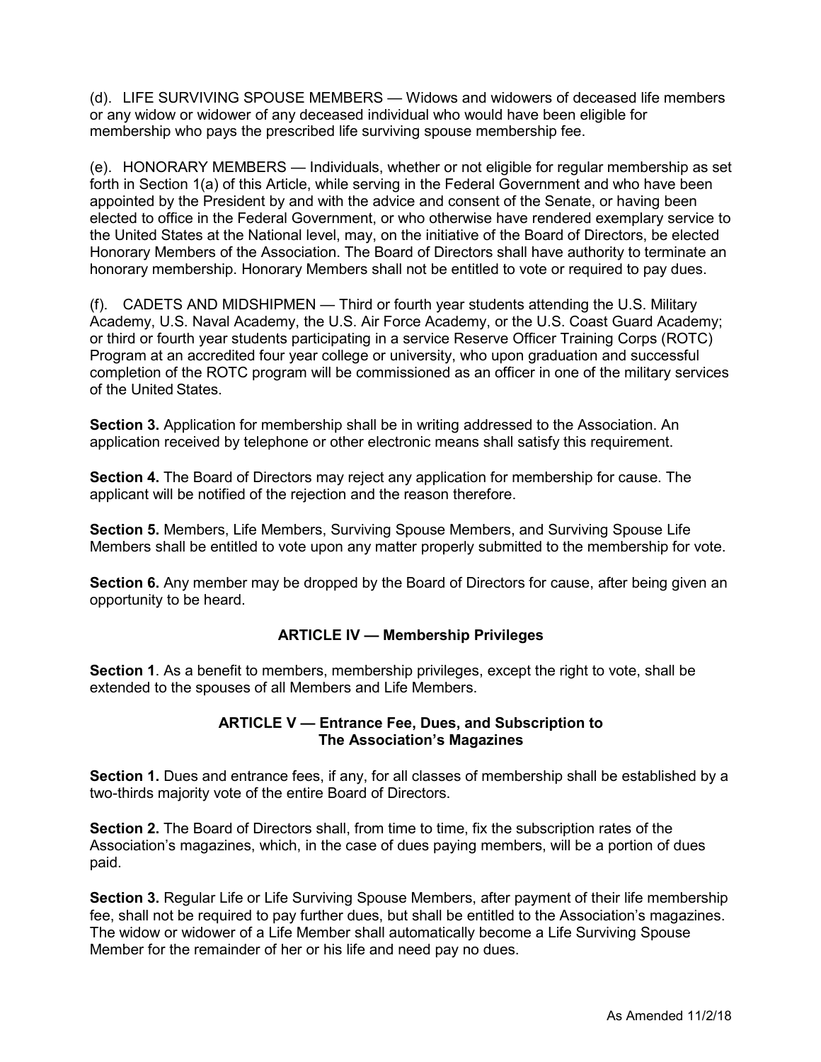(d). LIFE SURVIVING SPOUSE MEMBERS — Widows and widowers of deceased life members or any widow or widower of any deceased individual who would have been eligible for membership who pays the prescribed life surviving spouse membership fee.

(e). HONORARY MEMBERS — Individuals, whether or not eligible for regular membership as set forth in Section 1(a) of this Article, while serving in the Federal Government and who have been appointed by the President by and with the advice and consent of the Senate, or having been elected to office in the Federal Government, or who otherwise have rendered exemplary service to the United States at the National level, may, on the initiative of the Board of Directors, be elected Honorary Members of the Association. The Board of Directors shall have authority to terminate an honorary membership. Honorary Members shall not be entitled to vote or required to pay dues.

(f). CADETS AND MIDSHIPMEN — Third or fourth year students attending the U.S. Military Academy, U.S. Naval Academy, the U.S. Air Force Academy, or the U.S. Coast Guard Academy; or third or fourth year students participating in a service Reserve Officer Training Corps (ROTC) Program at an accredited four year college or university, who upon graduation and successful completion of the ROTC program will be commissioned as an officer in one of the military services of the United States.

**Section 3.** Application for membership shall be in writing addressed to the Association. An application received by telephone or other electronic means shall satisfy this requirement.

**Section 4.** The Board of Directors may reject any application for membership for cause. The applicant will be notified of the rejection and the reason therefore.

**Section 5.** Members, Life Members, Surviving Spouse Members, and Surviving Spouse Life Members shall be entitled to vote upon any matter properly submitted to the membership for vote.

**Section 6.** Any member may be dropped by the Board of Directors for cause, after being given an opportunity to be heard.

## ARTICLE IV — Membership Privileges

**Section 1**. As a benefit to members, membership privileges, except the right to vote, shall be extended to the spouses of all Members and Life Members.

## ARTICLE V — Entrance Fee, Dues, and Subscription to The Association's Magazines

**Section 1.** Dues and entrance fees, if any, for all classes of membership shall be established by a two-thirds majority vote of the entire Board of Directors.

**Section 2.** The Board of Directors shall, from time to time, fix the subscription rates of the Association's magazines, which, in the case of dues paying members, will be a portion of dues paid.

**Section 3.** Regular Life or Life Surviving Spouse Members, after payment of their life membership fee, shall not be required to pay further dues, but shall be entitled to the Association's magazines. The widow or widower of a Life Member shall automatically become a Life Surviving Spouse Member for the remainder of her or his life and need pay no dues.

As Amended 11/2/18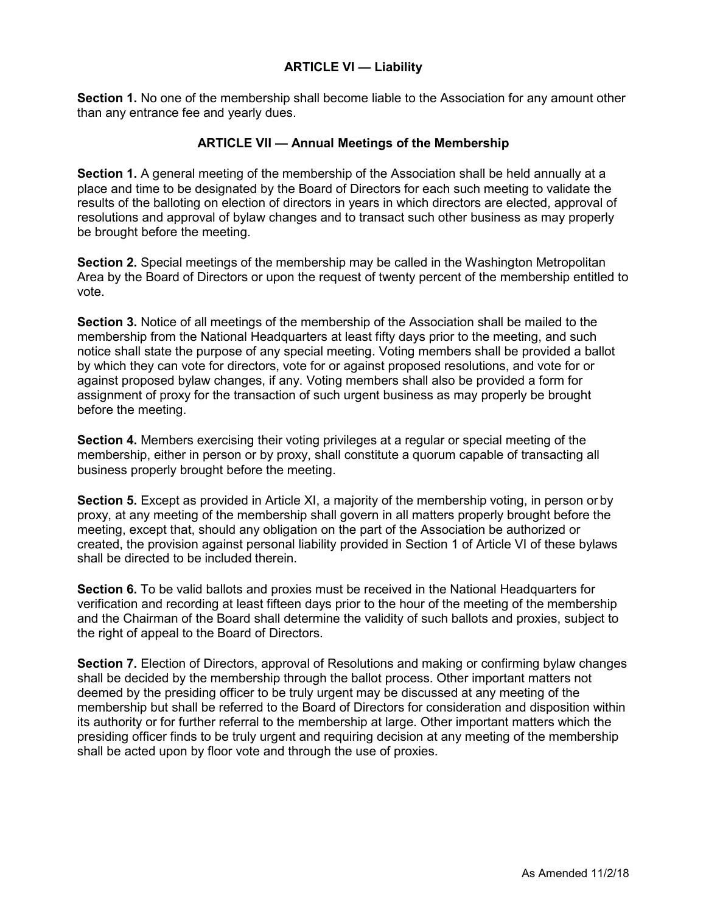## ARTICLE VI — Liability

**Section 1.** No one of the membership shall become liable to the Association for any amount other than any entrance fee and yearly dues.

## ARTICLE VII — Annual Meetings of the Membership

**Section 1.** A general meeting of the membership of the Association shall be held annually at a place and time to be designated by the Board of Directors for each such meeting to validate the results of the balloting on election of directors in years in which directors are elected, approval of resolutions and approval of bylaw changes and to transact such other business as may properly be brought before the meeting.

**Section 2.** Special meetings of the membership may be called in the Washington Metropolitan Area by the Board of Directors or upon the request of twenty percent of the membership entitled to vote.

**Section 3.** Notice of all meetings of the membership of the Association shall be mailed to the membership from the National Headquarters at least fifty days prior to the meeting, and such notice shall state the purpose of any special meeting. Voting members shall be provided a ballot by which they can vote for directors, vote for or against proposed resolutions, and vote for or against proposed bylaw changes, if any. Voting members shall also be provided a form for assignment of proxy for the transaction of such urgent business as may properly be brought before the meeting.

**Section 4.** Members exercising their voting privileges at a regular or special meeting of the membership, either in person or by proxy, shall constitute a quorum capable of transacting all business properly brought before the meeting.

**Section 5.** Except as provided in Article XI, a majority of the membership voting, in person or by proxy, at any meeting of the membership shall govern in all matters properly brought before the meeting, except that, should any obligation on the part of the Association be authorized or created, the provision against personal liability provided in Section 1 of Article VI of these bylaws shall be directed to be included therein.

**Section 6.** To be valid ballots and proxies must be received in the National Headquarters for verification and recording at least fifteen days prior to the hour of the meeting of the membership and the Chairman of the Board shall determine the validity of such ballots and proxies, subject to the right of appeal to the Board of Directors.

**Section 7.** Election of Directors, approval of Resolutions and making or confirming bylaw changes shall be decided by the membership through the ballot process. Other important matters not deemed by the presiding officer to be truly urgent may be discussed at any meeting of the membership but shall be referred to the Board of Directors for consideration and disposition within its authority or for further referral to the membership at large. Other important matters which the presiding officer finds to be truly urgent and requiring decision at any meeting of the membership shall be acted upon by floor vote and through the use of proxies.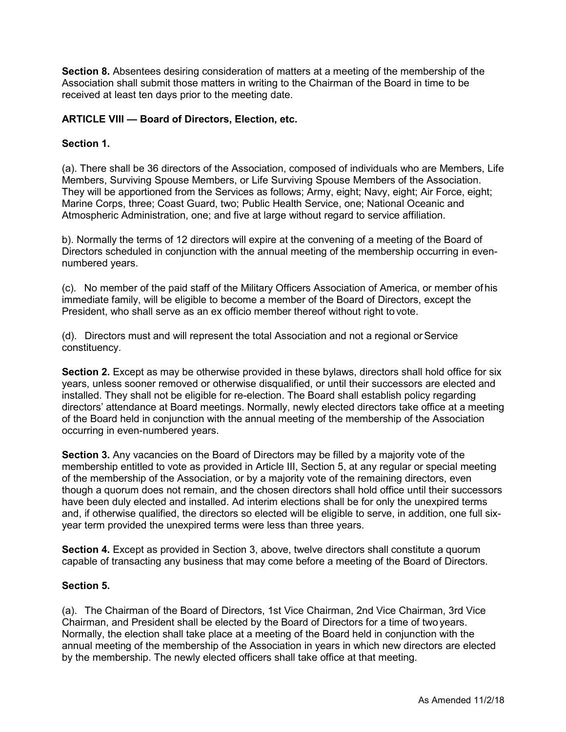**Section 8.** Absentees desiring consideration of matters at a meeting of the membership of the Association shall submit those matters in writing to the Chairman of the Board in time to be received at least ten days prior to the meeting date.

## ARTICLE VIII — Board of Directors, Election, etc.

**Section 1.**

(a). There shall be 36 directors of the Association, composed of individuals who are Members, Life Members, Surviving Spouse Members, or Life Surviving Spouse Members of the Association. They will be apportioned from the Services as follows; Army, eight; Navy, eight; Air Force, eight; Marine Corps, three; Coast Guard, two; Public Health Service, one; National Oceanic and Atmospheric Administration, one; and five at large without regard to service affiliation.

b). Normally the terms of 12 directors will expire at the convening of a meeting of the Board of Directors scheduled in conjunction with the annual meeting of the membership occurring in even-numbered years.

(c). No member of the paid staff of the Military Officers Association of America, or member of his immediate family, will be eligible to become a member of the Board of Directors, except the President, who shall serve as an ex officio member thereof without right to vote.

(d). Directors must and will represent the total Association and not a regional or Service constituency.

**Section 2.** Except as may be otherwise provided in these bylaws, directors shall hold office for six years, unless sooner removed or otherwise disqualified, or until their successors are elected and installed. They shall not be eligible for re-election. The Board shall establish policy regarding directors' attendance at Board meetings. Normally, newly elected directors take office at a meeting of the Board held in conjunction with the annual meeting of the membership of the Association occurring in even-numbered years.

**Section 3.** Any vacancies on the Board of Directors may be filled by a majority vote of the membership entitled to vote as provided in Article III, Section 5, at any regular or special meeting of the membership of the Association, or by a majority vote of the remaining directors, even though a quorum does not remain, and the chosen directors shall hold office until their successors have been duly elected and installed. Ad interim elections shall be for only the unexpired terms and, if otherwise qualified, the directors so elected will be eligible to serve, in addition, one full six-year term provided the unexpired terms were less than three years.

**Section 4.** Except as provided in Section 3, above, twelve directors shall constitute a quorum capable of transacting any business that may come before a meeting of the Board of Directors.

**Section 5.**

(a). The Chairman of the Board of Directors, 1st Vice Chairman, 2nd Vice Chairman, 3rd Vice Chairman, and President shall be elected by the Board of Directors for a time of two years. Normally, the election shall take place at a meeting of the Board held in conjunction with the annual meeting of the membership of the Association in years in which new directors are elected by the membership. The newly elected officers shall take office at that meeting.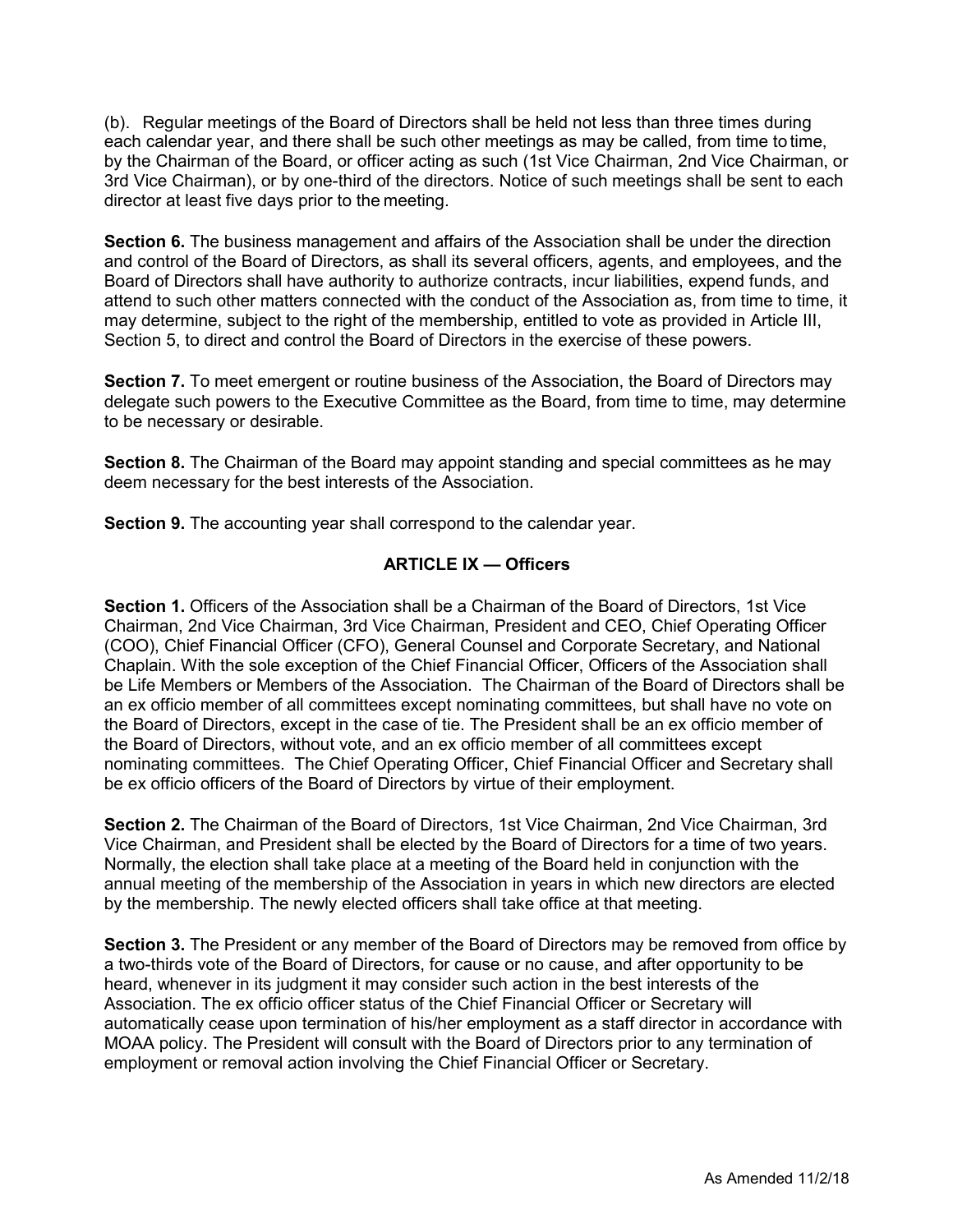(b). Regular meetings of the Board of Directors shall be held not less than three times during each calendar year, and there shall be such other meetings as may be called, from time to time, by the Chairman of the Board, or officer acting as such (1st Vice Chairman, 2nd Vice Chairman, or 3rd Vice Chairman), or by one-third of the directors. Notice of such meetings shall be sent to each director at least five days prior to the meeting.

**Section 6.** The business management and affairs of the Association shall be under the direction and control of the Board of Directors, as shall its several officers, agents, and employees, and the Board of Directors shall have authority to authorize contracts, incur liabilities, expend funds, and attend to such other matters connected with the conduct of the Association as, from time to time, it may determine, subject to the right of the membership, entitled to vote as provided in Article III, Section 5, to direct and control the Board of Directors in the exercise of these powers.

**Section 7.** To meet emergent or routine business of the Association, the Board of Directors may delegate such powers to the Executive Committee as the Board, from time to time, may determine to be necessary or desirable.

**Section 8.** The Chairman of the Board may appoint standing and special committees as he may deem necessary for the best interests of the Association.

**Section 9.** The accounting year shall correspond to the calendar year.

## ARTICLE IX — Officers

**Section 1.** Officers of the Association shall be a Chairman of the Board of Directors, 1st Vice Chairman, 2nd Vice Chairman, 3rd Vice Chairman, President and CEO, Chief Operating Officer (COO), Chief Financial Officer (CFO), General Counsel and Corporate Secretary, and National Chaplain. With the sole exception of the Chief Financial Officer, Officers of the Association shall be Life Members or Members of the Association. The Chairman of the Board of Directors shall be an ex officio member of all committees except nominating committees, but shall have no vote on the Board of Directors, except in the case of tie. The President shall be an ex officio member of the Board of Directors, without vote, and an ex officio member of all committees except nominating committees. The Chief Operating Officer, Chief Financial Officer and Secretary shall be ex officio officers of the Board of Directors by virtue of their employment.

**Section 2.** The Chairman of the Board of Directors, 1st Vice Chairman, 2nd Vice Chairman, 3rd Vice Chairman, and President shall be elected by the Board of Directors for a time of two years. Normally, the election shall take place at a meeting of the Board held in conjunction with the annual meeting of the membership of the Association in years in which new directors are elected by the membership. The newly elected officers shall take office at that meeting.

**Section 3.** The President or any member of the Board of Directors may be removed from office by a two-thirds vote of the Board of Directors, for cause or no cause, and after opportunity to be heard, whenever in its judgment it may consider such action in the best interests of the Association. The ex officio officer status of the Chief Financial Officer or Secretary will automatically cease upon termination of his/her employment as a staff director in accordance with MOAA policy. The President will consult with the Board of Directors prior to any termination of employment or removal action involving the Chief Financial Officer or Secretary.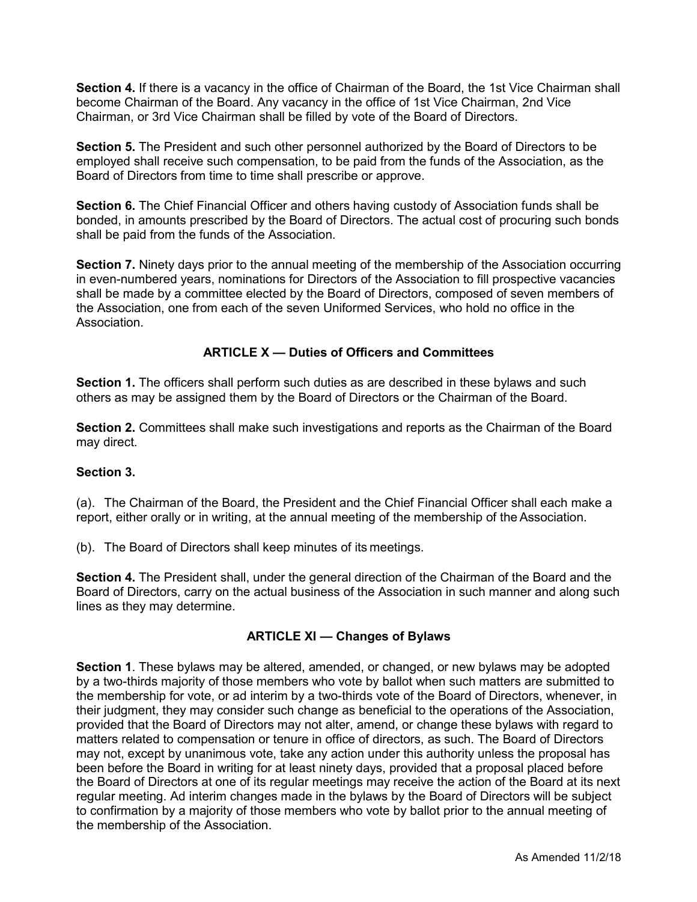**Section 4.** If there is a vacancy in the office of Chairman of the Board, the 1st Vice Chairman shall become Chairman of the Board. Any vacancy in the office of 1st Vice Chairman, 2nd Vice Chairman, or 3rd Vice Chairman shall be filled by vote of the Board of Directors.

**Section 5.** The President and such other personnel authorized by the Board of Directors to be employed shall receive such compensation, to be paid from the funds of the Association, as the Board of Directors from time to time shall prescribe or approve.

**Section 6.** The Chief Financial Officer and others having custody of Association funds shall be bonded, in amounts prescribed by the Board of Directors. The actual cost of procuring such bonds shall be paid from the funds of the Association.

**Section 7.** Ninety days prior to the annual meeting of the membership of the Association occurring in even-numbered years, nominations for Directors of the Association to fill prospective vacancies shall be made by a committee elected by the Board of Directors, composed of seven members of the Association, one from each of the seven Uniformed Services, who hold no office in the Association.

## ARTICLE X — Duties of Officers and Committees

**Section 1.** The officers shall perform such duties as are described in these bylaws and such others as may be assigned them by the Board of Directors or the Chairman of the Board.

**Section 2.** Committees shall make such investigations and reports as the Chairman of the Board may direct.

**Section 3.**

(a). The Chairman of the Board, the President and the Chief Financial Officer shall each make a report, either orally or in writing, at the annual meeting of the membership of the Association.

(b). The Board of Directors shall keep minutes of its meetings.

**Section 4.** The President shall, under the general direction of the Chairman of the Board and the Board of Directors, carry on the actual business of the Association in such manner and along such lines as they may determine.

## ARTICLE XI — Changes of Bylaws

**Section 1**. These bylaws may be altered, amended, or changed, or new bylaws may be adopted by a two-thirds majority of those members who vote by ballot when such matters are submitted to the membership for vote, or ad interim by a two-thirds vote of the Board of Directors, whenever, in their judgment, they may consider such change as beneficial to the operations of the Association, provided that the Board of Directors may not alter, amend, or change these bylaws with regard to matters related to compensation or tenure in office of directors, as such. The Board of Directors may not, except by unanimous vote, take any action under this authority unless the proposal has been before the Board in writing for at least ninety days, provided that a proposal placed before the Board of Directors at one of its regular meetings may receive the action of the Board at its next regular meeting. Ad interim changes made in the bylaws by the Board of Directors will be subject to confirmation by a majority of those members who vote by ballot prior to the annual meeting of the membership of the Association.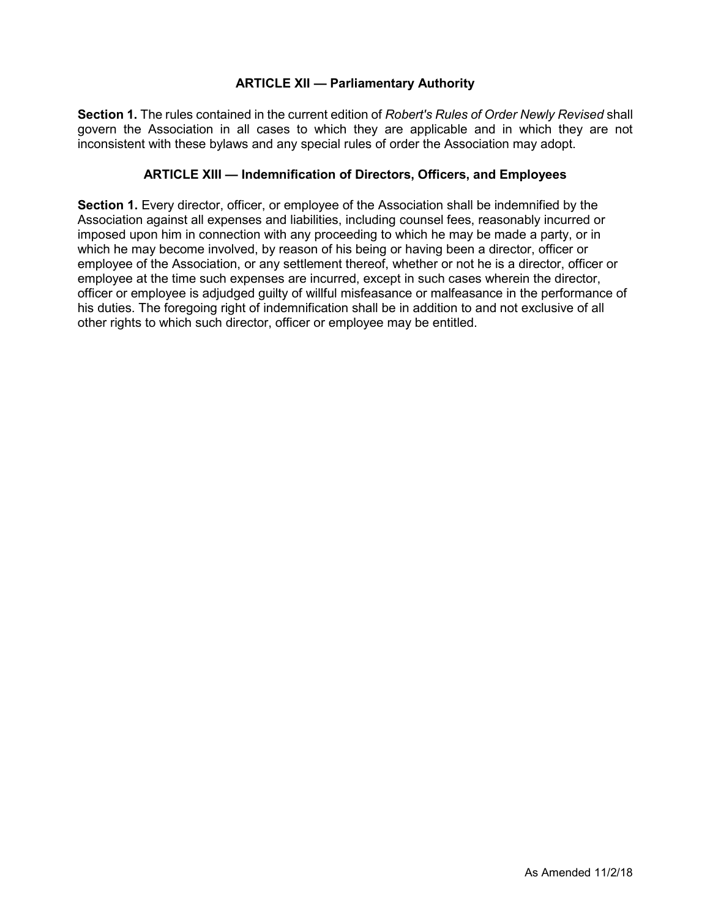## ARTICLE XII — Parliamentary Authority

**Section 1.** The rules contained in the current edition of *Robert's Rules of Order Newly Revised* shall govern the Association in all cases to which they are applicable and in which they are not inconsistent with these bylaws and any special rules of order the Association may adopt.

## ARTICLE XIII — Indemnification of Directors, Officers, and Employees

**Section 1.** Every director, officer, or employee of the Association shall be indemnified by the Association against all expenses and liabilities, including counsel fees, reasonably incurred or imposed upon him in connection with any proceeding to which he may be made a party, or in which he may become involved, by reason of his being or having been a director, officer or employee of the Association, or any settlement thereof, whether or not he is a director, officer or employee at the time such expenses are incurred, except in such cases wherein the director, officer or employee is adjudged guilty of willful misfeasance or malfeasance in the performance of his duties. The foregoing right of indemnification shall be in addition to and not exclusive of all other rights to which such director, officer or employee may be entitled.

As Amended 11/2/18